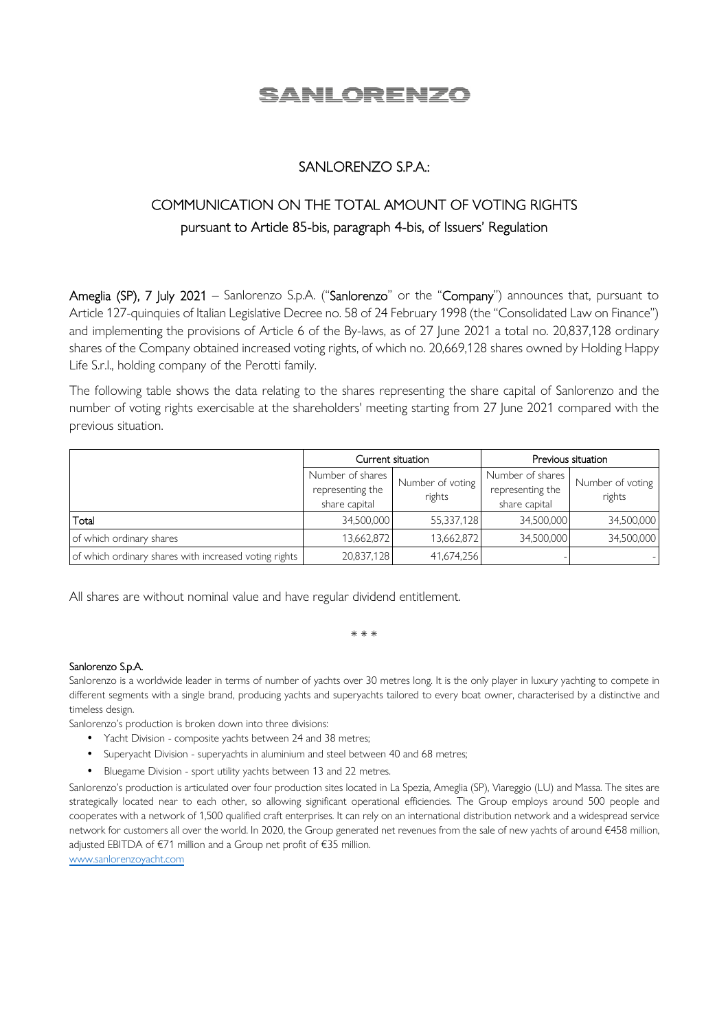SANLORENZO

## SANLORENZO S.P.A.:

# COMMUNICATION ON THE TOTAL AMOUNT OF VOTING RIGHTS

## pursuant to Article 85-bis, paragraph 4-bis, of Issuers' Regulation

**Ameglia (SP), 7 July 2021** – Sanlorenzo S.p.A. ("**Sanlorenzo**" or the "**Company**") announces that, pursuant to Article 127-quinquies of Italian Legislative Decree no. 58 of 24 February 1998 (the "Consolidated Law on Finance") and implementing the provisions of Article 6 of the By-laws, as of 27 June 2021 a total no. 20,837,128 ordinary shares of the Company obtained increased voting rights, of which no. 20,669,128 shares owned by Holding Happy Life S.r.l., holding company of the Perotti family.

The following table shows the data relating to the shares representing the share capital of Sanlorenzo and the number of voting rights exercisable at the shareholders' meeting starting from 27 June 2021 compared with the previous situation.

| | Current situation | | Previous situation | |
|---|---|---|---|---|
| | Number of shares representing the share capital | Number of voting rights | Number of shares representing the share capital | Number of voting rights |
| Total | 34,500,000 | 55,337,128 | 34,500,000 | 34,500,000 |
| of which ordinary shares | 13,662,872 | 13,662,872 | 34,500,000 | 34,500,000 |
| of which ordinary shares with increased voting rights | 20,837,128 | 41,674,256 | - | - |

All shares are without nominal value and have regular dividend entitlement.

\* \* \*

**Sanlorenzo S.p.A.**

Sanlorenzo is a worldwide leader in terms of number of yachts over 30 metres long. It is the only player in luxury yachting to compete in different segments with a single brand, producing yachts and superyachts tailored to every boat owner, characterised by a distinctive and timeless design.

Sanlorenzo's production is broken down into three divisions:

- Yacht Division - composite yachts between 24 and 38 metres;
- Superyacht Division - superyachts in aluminium and steel between 40 and 68 metres;
- Bluegame Division - sport utility yachts between 13 and 22 metres.

Sanlorenzo's production is articulated over four production sites located in La Spezia, Ameglia (SP), Viareggio (LU) and Massa. The sites are strategically located near to each other, so allowing significant operational efficiencies. The Group employs around 500 people and cooperates with a network of 1,500 qualified craft enterprises. It can rely on an international distribution network and a widespread service network for customers all over the world. In 2020, the Group generated net revenues from the sale of new yachts of around €458 million, adjusted EBITDA of €71 million and a Group net profit of €35 million.

www.sanlorenzoyacht.com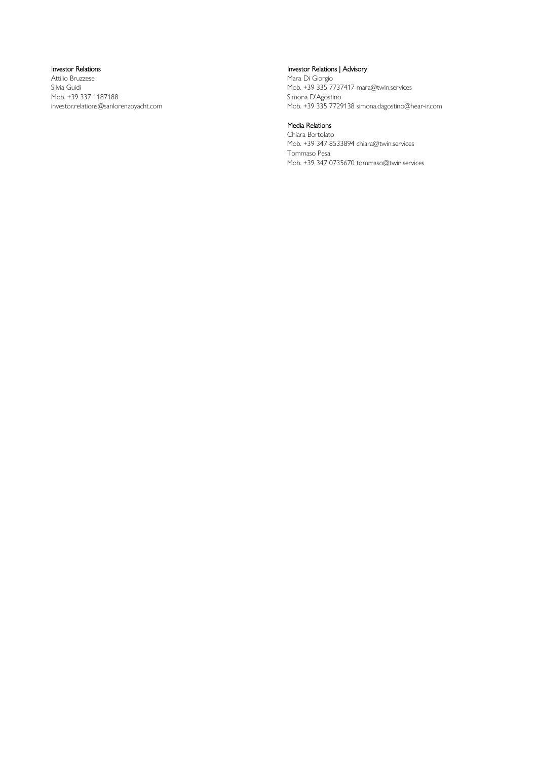**Investor Relations**
Attilio Bruzzese
Silvia Guidi
Mob. +39 337 1187188
investor.relations@sanlorenzoyacht.com

**Investor Relations | Advisory**
Mara Di Giorgio
Mob. +39 335 7737417 mara@twin.services
Simona D'Agostino
Mob. +39 335 7729138 simona.dagostino@hear-ir.com

**Media Relations**
Chiara Bortolato
Mob. +39 347 8533894 chiara@twin.services
Tommaso Pesa
Mob. +39 347 0735670 tommaso@twin.services